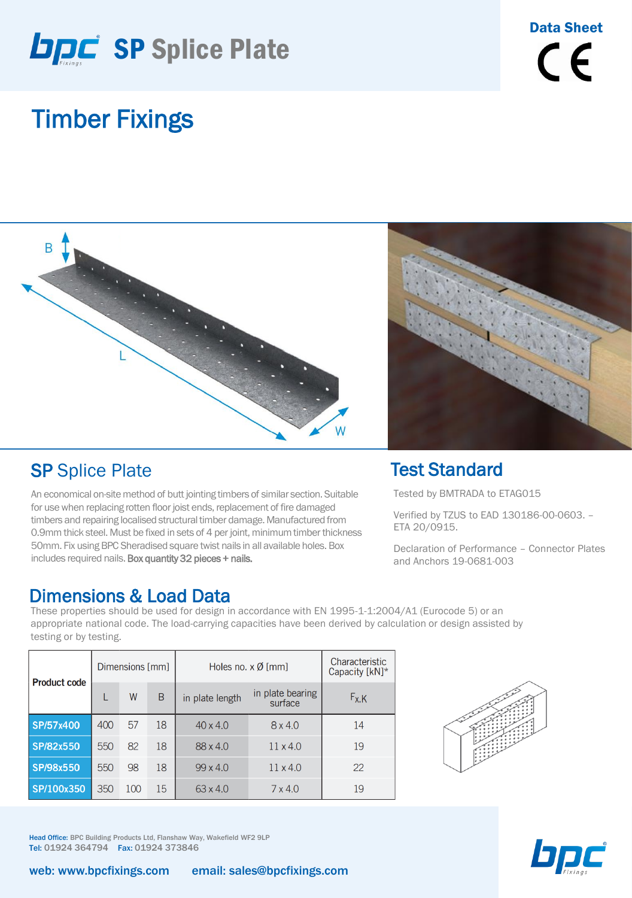# bpc SP Splice Plate

**Data Sheet**

CE

## Timber Fixings

## SP Splice Plate

An economical on-site method of butt jointing timbers of similar section. Suitable for use when replacing rotten floor joist ends, replacement of fire damaged timbers and repairing localised structural timber damage. Manufactured from 0.9mm thick steel. Must be fixed in sets of 4 per joint, minimum timber thickness 50mm. Fix using BPC Sheradised square twist nails in all available holes. Box includes required nails. **Box quantity 32 pieces + nails.**

## Test Standard

Tested by BMTRADA to ETAG015

Verified by TZUS to EAD 130186-00-0603. – ETA 20/0915.

Declaration of Performance – Connector Plates and Anchors 19-0681-003

## Dimensions & Load Data

These properties should be used for design in accordance with EN 1995-1-1:2004/A1 (Eurocode 5) or an appropriate national code. The load-carrying capacities have been derived by calculation or design assisted by testing or by testing.

| Product code | Dimensions [mm] | | | Holes no. x Ø [mm] | | Characteristic Capacity [kN]* |
|---|---|---|---|---|---|---|
| | L | W | B | in plate length | in plate bearing surface | $F_{X,K}$ |
| SP/57x400 | 400 | 57 | 18 | 40 x 4.0 | 8 x 4.0 | 14 |
| SP/82x550 | 550 | 82 | 18 | 88 x 4.0 | 11 x 4.0 | 19 |
| SP/98x550 | 550 | 98 | 18 | 99 x 4.0 | 11 x 4.0 | 22 |
| SP/100x350 | 350 | 100 | 15 | 63 x 4.0 | 7 x 4.0 | 19 |

Head Office: BPC Building Products Ltd, Flanshaw Way, Wakefield WF2 9LP
Tel: 01924 364794 Fax: 01924 373846

web: www.bpcfixings.com email: sales@bpcfixings.com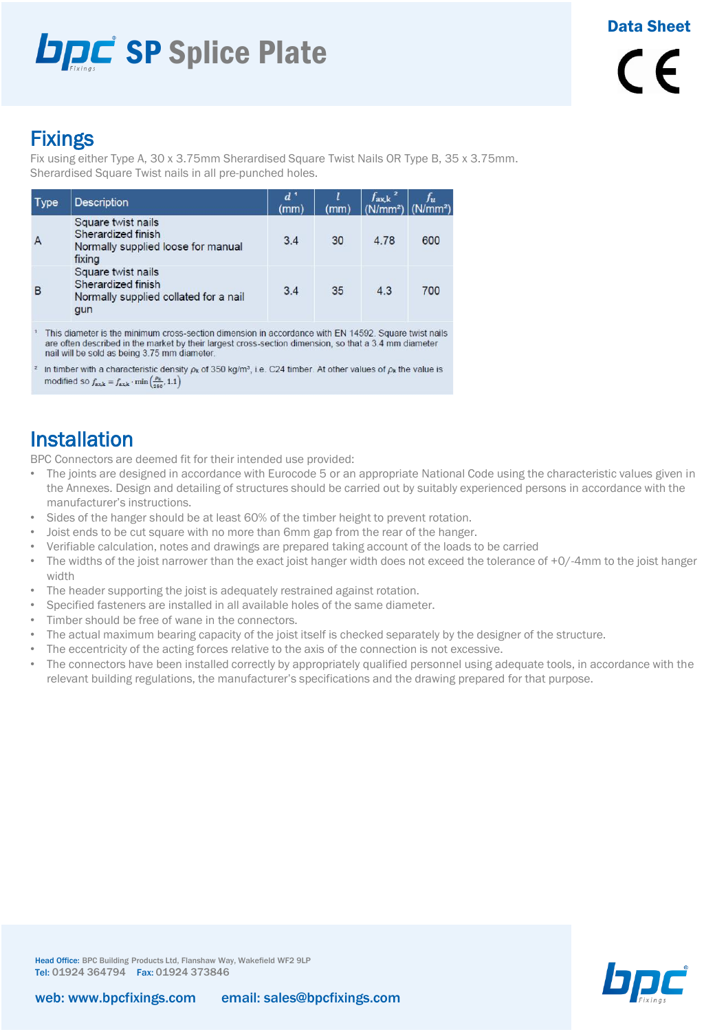# SP Splice Plate

Data Sheet

## Fixings

Fix using either Type A, 30 x 3.75mm Sherardised Square Twist Nails OR Type B, 35 x 3.75mm. Sherardised Square Twist nails in all pre-punched holes.

| Type | Description | $d$ [1] (mm) | $l$ (mm) | $f_{ax,k}$ [2] (N/mm²) | $f_u$ (N/mm²) |
|---|---|---|---|---|---|
| A | Square twist nails Sherardized finish Normally supplied loose for manual fixing | 3.4 | 30 | 4.78 | 600 |
| B | Square twist nails Sherardized finish Normally supplied collated for a nail gun | 3.4 | 35 | 4.3 | 700 |

[1] This diameter is the minimum cross-section dimension in accordance with EN 14592. Square twist nails are often described in the market by their largest cross-section dimension, so that a 3.4 mm diameter nail will be sold as being 3.75 mm diameter.

[2] In timber with a characteristic density $\rho_k$ of 350 kg/m³, i.e. C24 timber. At other values of $\rho_k$ the value is modified so $f_{ax,k} = f_{ax,k} \cdot \min\left(\frac{\rho_k}{350}, 1.1\right)$

## Installation

BPC Connectors are deemed fit for their intended use provided:

- The joints are designed in accordance with Eurocode 5 or an appropriate National Code using the characteristic values given in the Annexes. Design and detailing of structures should be carried out by suitably experienced persons in accordance with the manufacturer's instructions.
- Sides of the hanger should be at least 60% of the timber height to prevent rotation.
- Joist ends to be cut square with no more than 6mm gap from the rear of the hanger.
- Verifiable calculation, notes and drawings are prepared taking account of the loads to be carried
- The widths of the joist narrower than the exact joist hanger width does not exceed the tolerance of +0/-4mm to the joist hanger width
- The header supporting the joist is adequately restrained against rotation.
- Specified fasteners are installed in all available holes of the same diameter.
- Timber should be free of wane in the connectors.
- The actual maximum bearing capacity of the joist itself is checked separately by the designer of the structure.
- The eccentricity of the acting forces relative to the axis of the connection is not excessive.
- The connectors have been installed correctly by appropriately qualified personnel using adequate tools, in accordance with the relevant building regulations, the manufacturer's specifications and the drawing prepared for that purpose.

**Head Office:** BPC Building Products Ltd, Flanshaw Way, Wakefield WF2 9LP
Tel: 01924 364794 Fax: 01924 373846

web: www.bpcfixings.com email: sales@bpcfixings.com